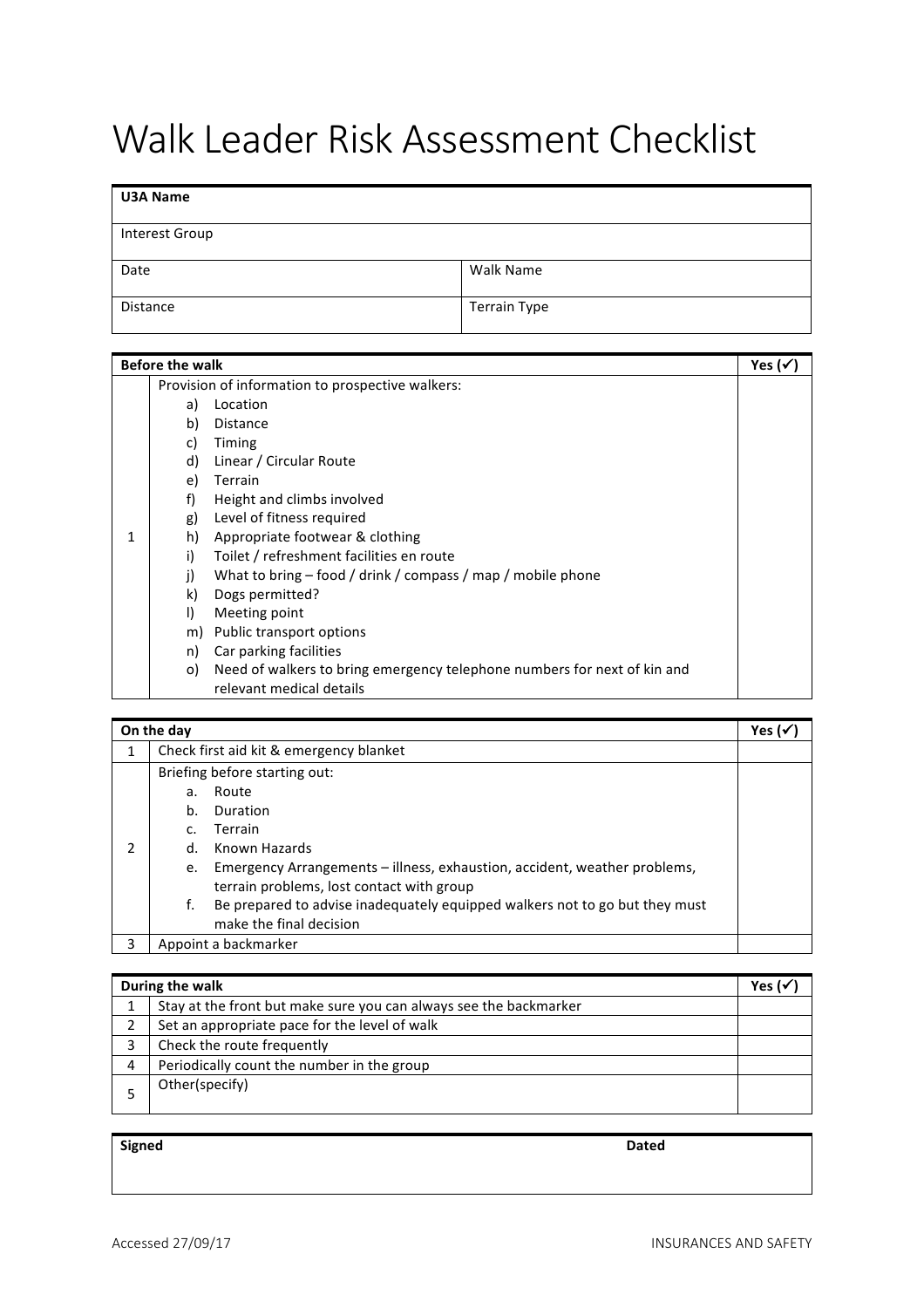# Walk Leader Risk Assessment Checklist

| **U3A Name** | |
|---|---|
| Interest Group | |
| Date | Walk Name |
| Distance | Terrain Type |

| **Before the walk** | | **Yes (✓)** |
|---|---|---|
| 1 | Provision of information to prospective walkers:<br>a) Location<br>b) Distance<br>c) Timing<br>d) Linear / Circular Route<br>e) Terrain<br>f) Height and climbs involved<br>g) Level of fitness required<br>h) Appropriate footwear & clothing<br>i) Toilet / refreshment facilities en route<br>j) What to bring – food / drink / compass / map / mobile phone<br>k) Dogs permitted?<br>l) Meeting point<br>m) Public transport options<br>n) Car parking facilities<br>o) Need of walkers to bring emergency telephone numbers for next of kin and relevant medical details | |

| **On the day** | | **Yes (✓)** |
|---|---|---|
| 1 | Check first aid kit & emergency blanket | |
| 2 | Briefing before starting out:<br>a. Route<br>b. Duration<br>c. Terrain<br>d. Known Hazards<br>e. Emergency Arrangements – illness, exhaustion, accident, weather problems, terrain problems, lost contact with group<br>f. Be prepared to advise inadequately equipped walkers not to go but they must make the final decision | |
| 3 | Appoint a backmarker | |

| **During the walk** | | **Yes (✓)** |
|---|---|---|
| 1 | Stay at the front but make sure you can always see the backmarker | |
| 2 | Set an appropriate pace for the level of walk | |
| 3 | Check the route frequently | |
| 4 | Periodically count the number in the group | |
| 5 | Other(specify) | |

| **Signed** | **Dated** |
|---|---|
| | |

Accessed 27/09/17 INSURANCES AND SAFETY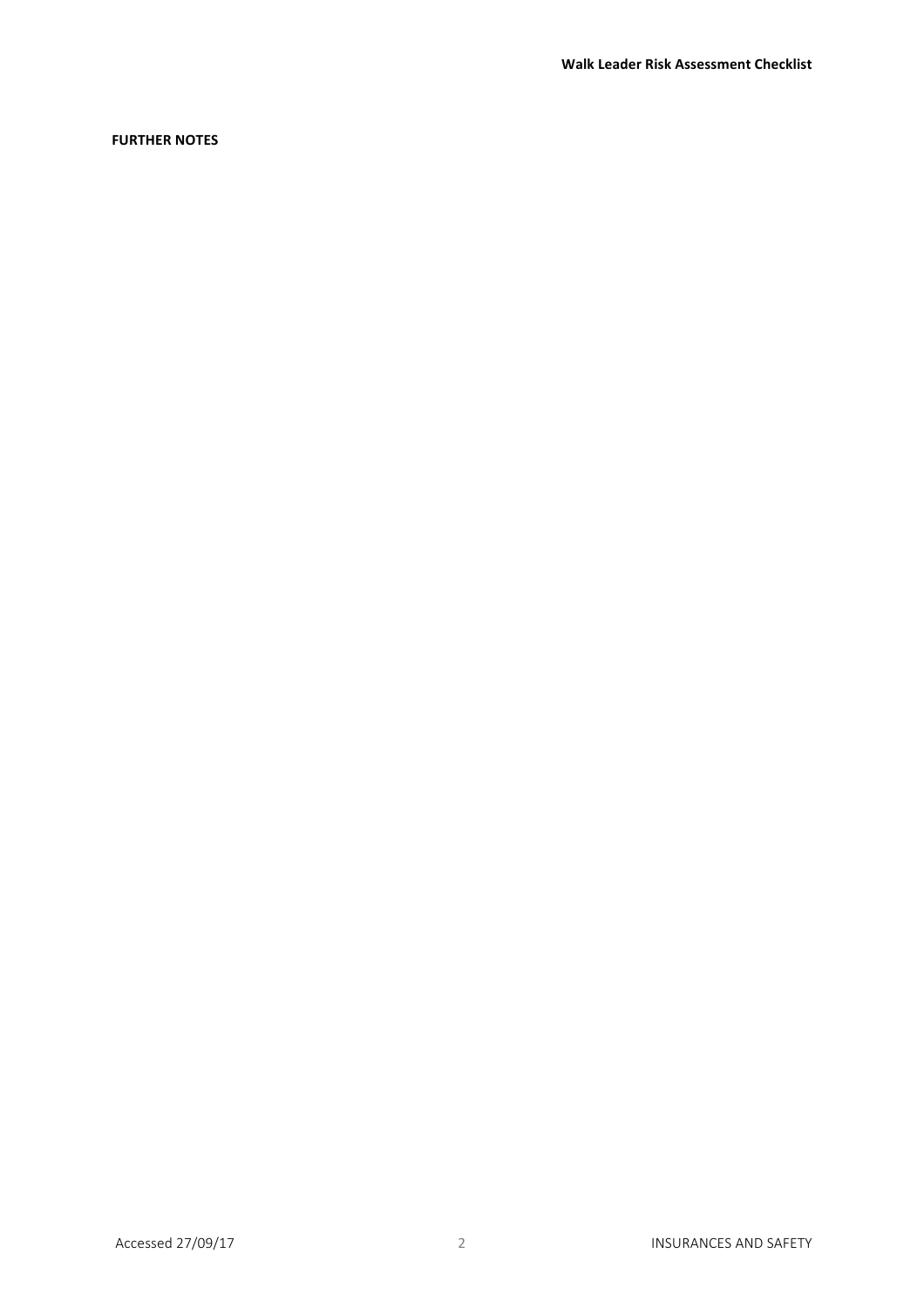**FURTHER NOTES**